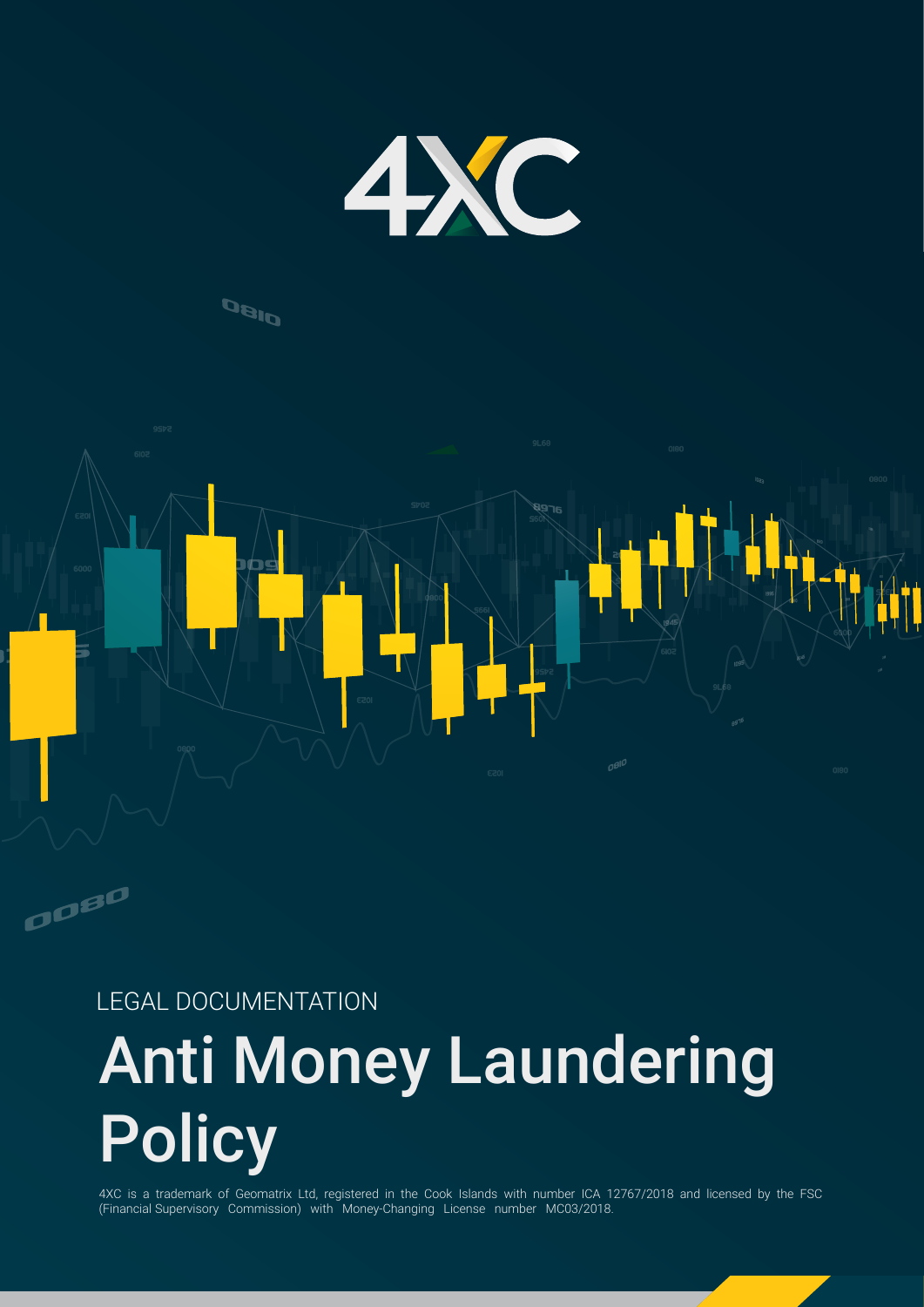LEGAL DOCUMENTATION

# Anti Money Laundering Policy

4XC is a trademark of Geomatrix Ltd, registered in the Cook Islands with number ICA 12767/2018 and licensed by the FSC (Financial Supervisory Commission) with Money-Changing License number MC03/2018.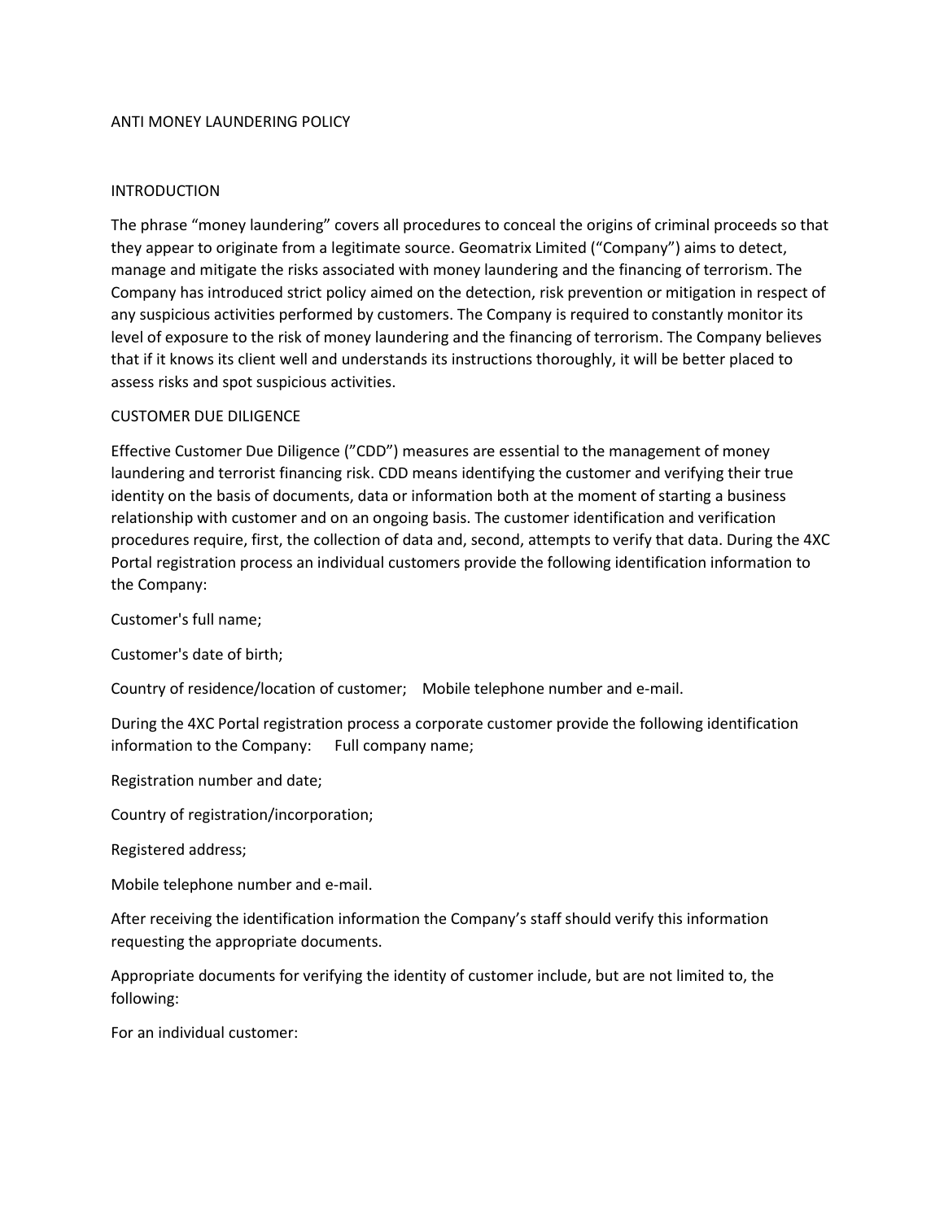# ANTI MONEY LAUNDERING POLICY

## INTRODUCTION

The phrase "money laundering" covers all procedures to conceal the origins of criminal proceeds so that they appear to originate from a legitimate source. Geomatrix Limited ("Company") aims to detect, manage and mitigate the risks associated with money laundering and the financing of terrorism. The Company has introduced strict policy aimed on the detection, risk prevention or mitigation in respect of any suspicious activities performed by customers. The Company is required to constantly monitor its level of exposure to the risk of money laundering and the financing of terrorism. The Company believes that if it knows its client well and understands its instructions thoroughly, it will be better placed to assess risks and spot suspicious activities.

## CUSTOMER DUE DILIGENCE

Effective Customer Due Diligence ("CDD") measures are essential to the management of money laundering and terrorist financing risk. CDD means identifying the customer and verifying their true identity on the basis of documents, data or information both at the moment of starting a business relationship with customer and on an ongoing basis. The customer identification and verification procedures require, first, the collection of data and, second, attempts to verify that data. During the 4XC Portal registration process an individual customers provide the following identification information to the Company:

Customer's full name;

Customer's date of birth;

Country of residence/location of customer; Mobile telephone number and e-mail.

During the 4XC Portal registration process a corporate customer provide the following identification information to the Company: Full company name;

Registration number and date;

Country of registration/incorporation;

Registered address;

Mobile telephone number and e-mail.

After receiving the identification information the Company's staff should verify this information requesting the appropriate documents.

Appropriate documents for verifying the identity of customer include, but are not limited to, the following:

For an individual customer: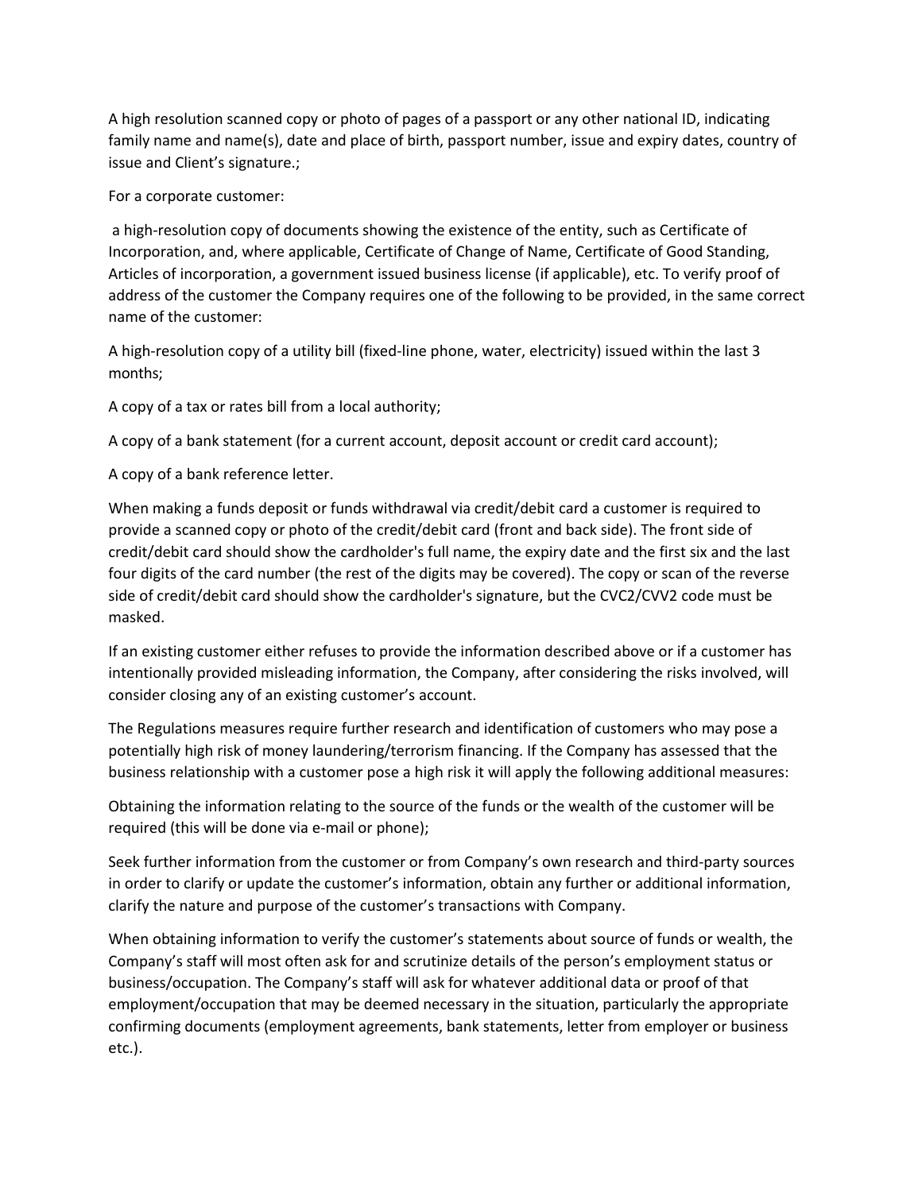A high resolution scanned copy or photo of pages of a passport or any other national ID, indicating family name and name(s), date and place of birth, passport number, issue and expiry dates, country of issue and Client's signature.;

For a corporate customer:

a high-resolution copy of documents showing the existence of the entity, such as Certificate of Incorporation, and, where applicable, Certificate of Change of Name, Certificate of Good Standing, Articles of incorporation, a government issued business license (if applicable), etc. To verify proof of address of the customer the Company requires one of the following to be provided, in the same correct name of the customer:

A high-resolution copy of a utility bill (fixed-line phone, water, electricity) issued within the last 3 months;

A copy of a tax or rates bill from a local authority;

A copy of a bank statement (for a current account, deposit account or credit card account);

A copy of a bank reference letter.

When making a funds deposit or funds withdrawal via credit/debit card a customer is required to provide a scanned copy or photo of the credit/debit card (front and back side). The front side of credit/debit card should show the cardholder's full name, the expiry date and the first six and the last four digits of the card number (the rest of the digits may be covered). The copy or scan of the reverse side of credit/debit card should show the cardholder's signature, but the CVC2/CVV2 code must be masked.

If an existing customer either refuses to provide the information described above or if a customer has intentionally provided misleading information, the Company, after considering the risks involved, will consider closing any of an existing customer's account.

The Regulations measures require further research and identification of customers who may pose a potentially high risk of money laundering/terrorism financing. If the Company has assessed that the business relationship with a customer pose a high risk it will apply the following additional measures:

Obtaining the information relating to the source of the funds or the wealth of the customer will be required (this will be done via e-mail or phone);

Seek further information from the customer or from Company's own research and third-party sources in order to clarify or update the customer's information, obtain any further or additional information, clarify the nature and purpose of the customer's transactions with Company.

When obtaining information to verify the customer's statements about source of funds or wealth, the Company's staff will most often ask for and scrutinize details of the person's employment status or business/occupation. The Company's staff will ask for whatever additional data or proof of that employment/occupation that may be deemed necessary in the situation, particularly the appropriate confirming documents (employment agreements, bank statements, letter from employer or business etc.).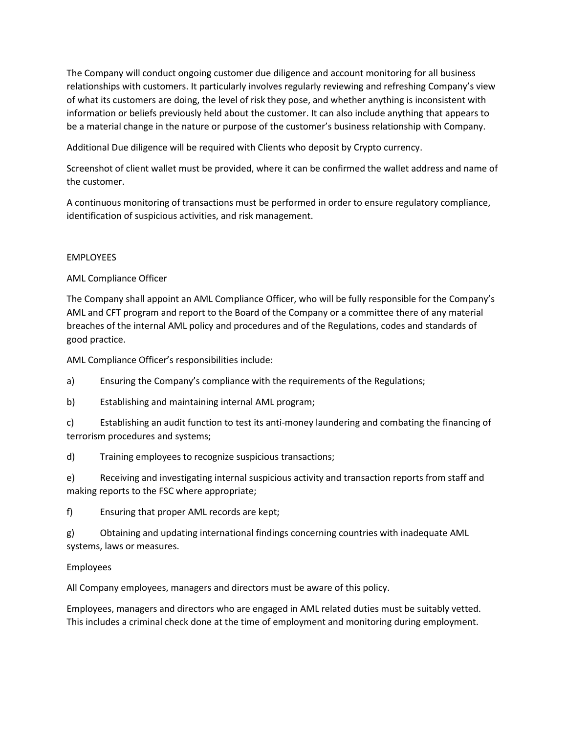The Company will conduct ongoing customer due diligence and account monitoring for all business relationships with customers. It particularly involves regularly reviewing and refreshing Company's view of what its customers are doing, the level of risk they pose, and whether anything is inconsistent with information or beliefs previously held about the customer. It can also include anything that appears to be a material change in the nature or purpose of the customer's business relationship with Company.

Additional Due diligence will be required with Clients who deposit by Crypto currency.

Screenshot of client wallet must be provided, where it can be confirmed the wallet address and name of the customer.

A continuous monitoring of transactions must be performed in order to ensure regulatory compliance, identification of suspicious activities, and risk management.

## EMPLOYEES

### AML Compliance Officer

The Company shall appoint an AML Compliance Officer, who will be fully responsible for the Company's AML and CFT program and report to the Board of the Company or a committee there of any material breaches of the internal AML policy and procedures and of the Regulations, codes and standards of good practice.

AML Compliance Officer's responsibilities include:

a) Ensuring the Company's compliance with the requirements of the Regulations;

b) Establishing and maintaining internal AML program;

c) Establishing an audit function to test its anti-money laundering and combating the financing of terrorism procedures and systems;

d) Training employees to recognize suspicious transactions;

e) Receiving and investigating internal suspicious activity and transaction reports from staff and making reports to the FSC where appropriate;

f) Ensuring that proper AML records are kept;

g) Obtaining and updating international findings concerning countries with inadequate AML systems, laws or measures.

### Employees

All Company employees, managers and directors must be aware of this policy.

Employees, managers and directors who are engaged in AML related duties must be suitably vetted. This includes a criminal check done at the time of employment and monitoring during employment.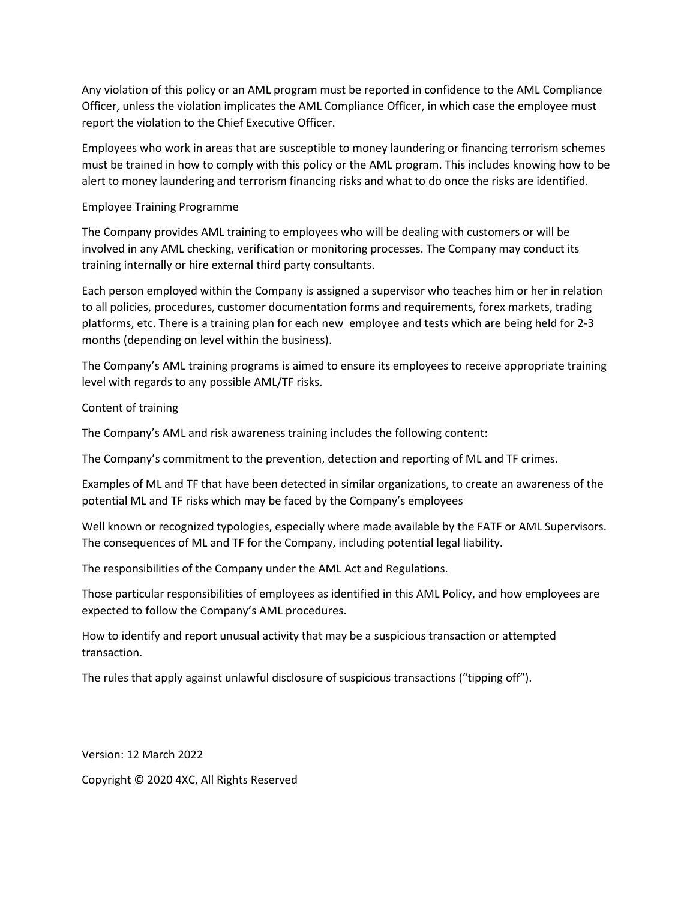Any violation of this policy or an AML program must be reported in confidence to the AML Compliance Officer, unless the violation implicates the AML Compliance Officer, in which case the employee must report the violation to the Chief Executive Officer.

Employees who work in areas that are susceptible to money laundering or financing terrorism schemes must be trained in how to comply with this policy or the AML program. This includes knowing how to be alert to money laundering and terrorism financing risks and what to do once the risks are identified.

Employee Training Programme

The Company provides AML training to employees who will be dealing with customers or will be involved in any AML checking, verification or monitoring processes. The Company may conduct its training internally or hire external third party consultants.

Each person employed within the Company is assigned a supervisor who teaches him or her in relation to all policies, procedures, customer documentation forms and requirements, forex markets, trading platforms, etc. There is a training plan for each new employee and tests which are being held for 2-3 months (depending on level within the business).

The Company's AML training programs is aimed to ensure its employees to receive appropriate training level with regards to any possible AML/TF risks.

Content of training

The Company's AML and risk awareness training includes the following content:

The Company's commitment to the prevention, detection and reporting of ML and TF crimes.

Examples of ML and TF that have been detected in similar organizations, to create an awareness of the potential ML and TF risks which may be faced by the Company's employees

Well known or recognized typologies, especially where made available by the FATF or AML Supervisors. The consequences of ML and TF for the Company, including potential legal liability.

The responsibilities of the Company under the AML Act and Regulations.

Those particular responsibilities of employees as identified in this AML Policy, and how employees are expected to follow the Company's AML procedures.

How to identify and report unusual activity that may be a suspicious transaction or attempted transaction.

The rules that apply against unlawful disclosure of suspicious transactions ("tipping off").

Version: 12 March 2022

Copyright © 2020 4XC, All Rights Reserved